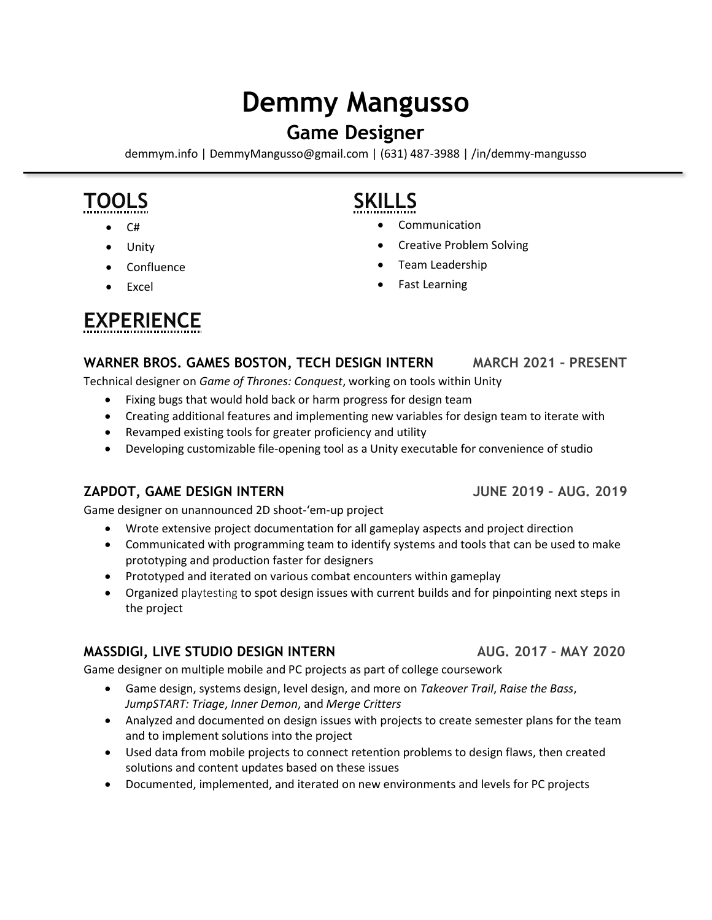# Demmy Mangusso

## Game Designer

demmym.info | DemmyMangusso@gmail.com | (631) 487-3988 | /in/demmy-mangusso

---

## TOOLS

- C#
- Unity
- Confluence
- Excel

## SKILLS

- Communication
- Creative Problem Solving
- Team Leadership
- Fast Learning

## EXPERIENCE

### WARNER BROS. GAMES BOSTON, TECH DESIGN INTERN — MARCH 2021 – PRESENT

Technical designer on *Game of Thrones: Conquest*, working on tools within Unity

- Fixing bugs that would hold back or harm progress for design team
- Creating additional features and implementing new variables for design team to iterate with
- Revamped existing tools for greater proficiency and utility
- Developing customizable file-opening tool as a Unity executable for convenience of studio

### ZAPDOT, GAME DESIGN INTERN — JUNE 2019 – AUG. 2019

Game designer on unannounced 2D shoot-'em-up project

- Wrote extensive project documentation for all gameplay aspects and project direction
- Communicated with programming team to identify systems and tools that can be used to make prototyping and production faster for designers
- Prototyped and iterated on various combat encounters within gameplay
- Organized playtesting to spot design issues with current builds and for pinpointing next steps in the project

### MASSDIGI, LIVE STUDIO DESIGN INTERN — AUG. 2017 – MAY 2020

Game designer on multiple mobile and PC projects as part of college coursework

- Game design, systems design, level design, and more on *Takeover Trail*, *Raise the Bass*, *JumpSTART: Triage*, *Inner Demon*, and *Merge Critters*
- Analyzed and documented on design issues with projects to create semester plans for the team and to implement solutions into the project
- Used data from mobile projects to connect retention problems to design flaws, then created solutions and content updates based on these issues
- Documented, implemented, and iterated on new environments and levels for PC projects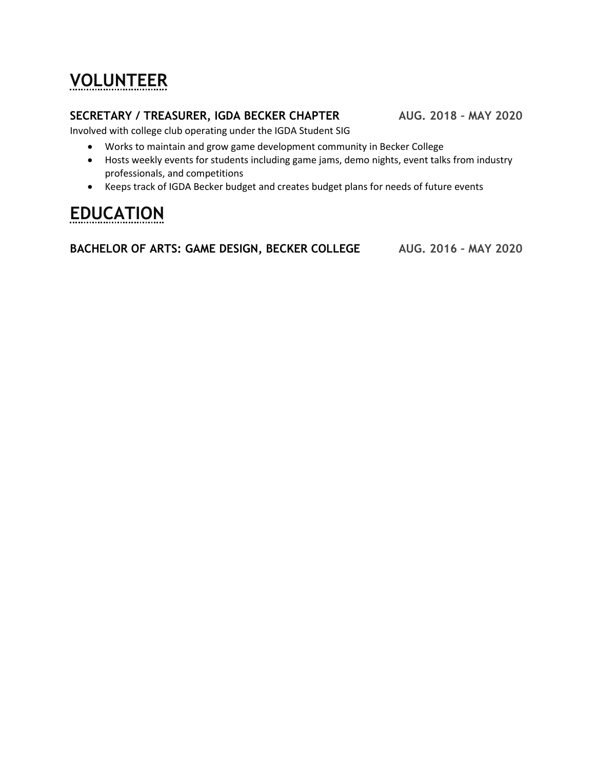# VOLUNTEER

### SECRETARY / TREASURER, IGDA BECKER CHAPTER AUG. 2018 – MAY 2020

Involved with college club operating under the IGDA Student SIG

- Works to maintain and grow game development community in Becker College
- Hosts weekly events for students including game jams, demo nights, event talks from industry professionals, and competitions
- Keeps track of IGDA Becker budget and creates budget plans for needs of future events

# EDUCATION

### BACHELOR OF ARTS: GAME DESIGN, BECKER COLLEGE AUG. 2016 – MAY 2020